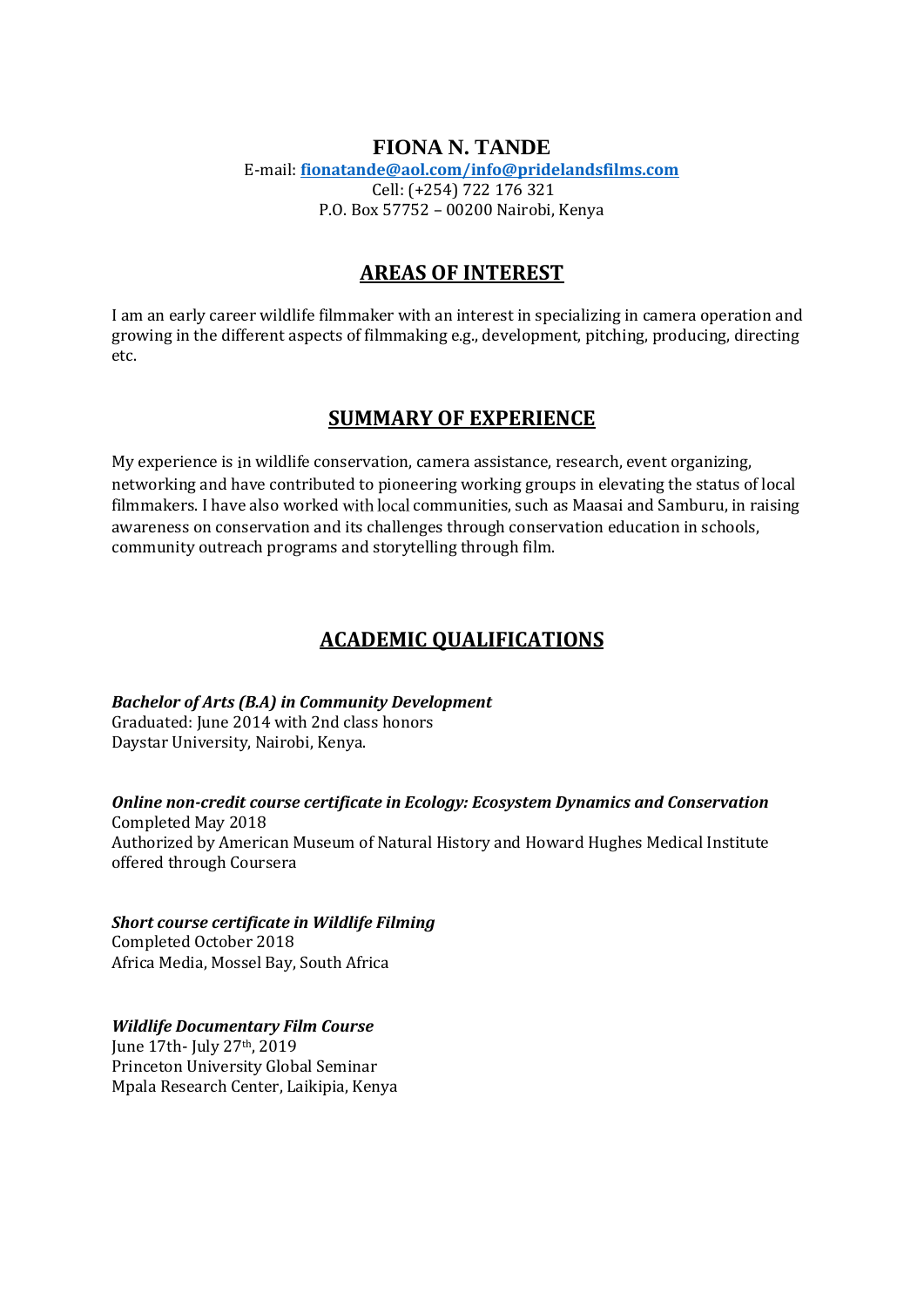# FIONA N. TANDE

E-mail: **fionatande@aol.com/info@pridelandsfilms.com**
Cell: (+254) 722 176 321
P.O. Box 57752 – 00200 Nairobi, Kenya

## AREAS OF INTEREST

I am an early career wildlife filmmaker with an interest in specializing in camera operation and growing in the different aspects of filmmaking e.g., development, pitching, producing, directing etc.

## SUMMARY OF EXPERIENCE

My experience is in wildlife conservation, camera assistance, research, event organizing, networking and have contributed to pioneering working groups in elevating the status of local filmmakers. I have also worked with local communities, such as Maasai and Samburu, in raising awareness on conservation and its challenges through conservation education in schools, community outreach programs and storytelling through film.

## ACADEMIC QUALIFICATIONS

***Bachelor of Arts (B.A) in Community Development***
Graduated: June 2014 with 2nd class honors
Daystar University, Nairobi, Kenya.

***Online non-credit course certificate in Ecology: Ecosystem Dynamics and Conservation***
Completed May 2018
Authorized by American Museum of Natural History and Howard Hughes Medical Institute offered through Coursera

***Short course certificate in Wildlife Filming***
Completed October 2018
Africa Media, Mossel Bay, South Africa

***Wildlife Documentary Film Course***
June 17th- July 27th, 2019
Princeton University Global Seminar
Mpala Research Center, Laikipia, Kenya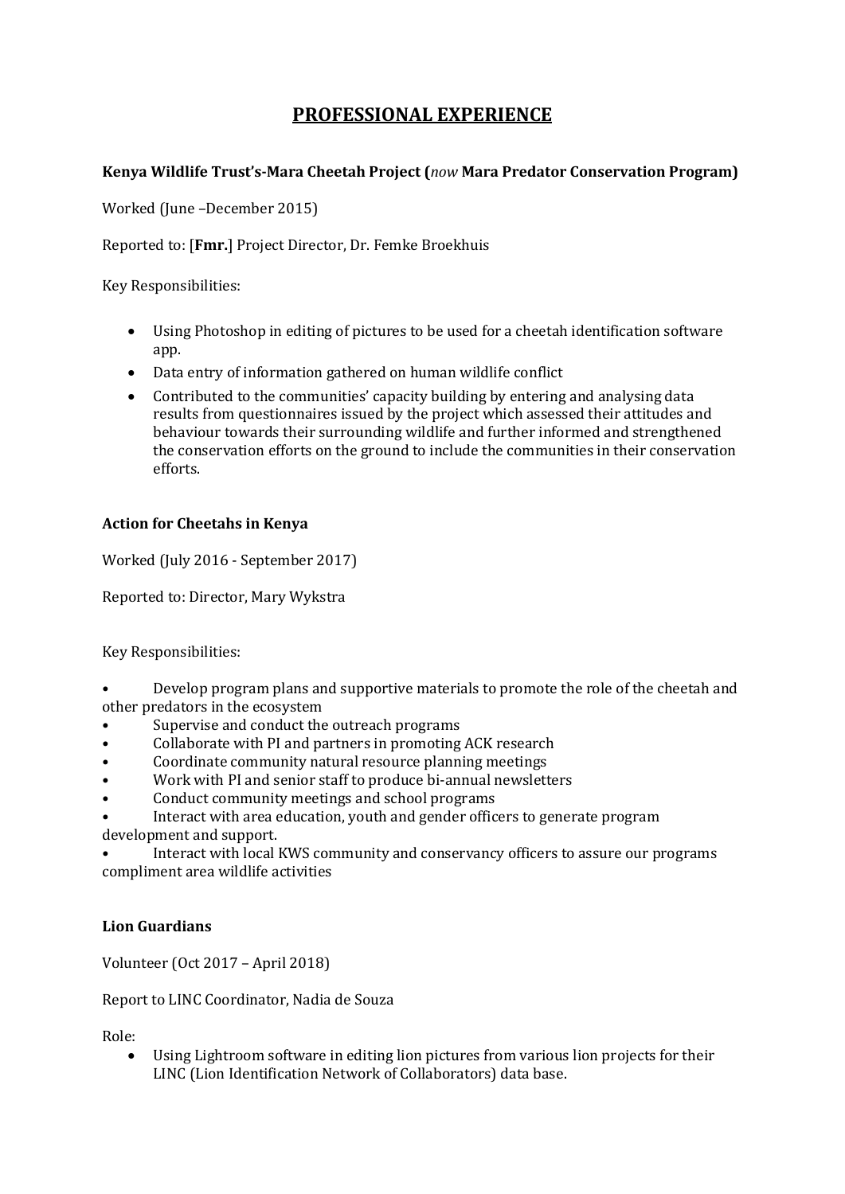# PROFESSIONAL EXPERIENCE

**Kenya Wildlife Trust's-Mara Cheetah Project (*now* Mara Predator Conservation Program)**

Worked (June –December 2015)

Reported to: [**Fmr.**] Project Director, Dr. Femke Broekhuis

Key Responsibilities:

- Using Photoshop in editing of pictures to be used for a cheetah identification software app.
- Data entry of information gathered on human wildlife conflict
- Contributed to the communities' capacity building by entering and analysing data results from questionnaires issued by the project which assessed their attitudes and behaviour towards their surrounding wildlife and further informed and strengthened the conservation efforts on the ground to include the communities in their conservation efforts.

**Action for Cheetahs in Kenya**

Worked (July 2016 - September 2017)

Reported to: Director, Mary Wykstra

Key Responsibilities:

- Develop program plans and supportive materials to promote the role of the cheetah and other predators in the ecosystem
- Supervise and conduct the outreach programs
- Collaborate with PI and partners in promoting ACK research
- Coordinate community natural resource planning meetings
- Work with PI and senior staff to produce bi-annual newsletters
- Conduct community meetings and school programs
- Interact with area education, youth and gender officers to generate program development and support.
- Interact with local KWS community and conservancy officers to assure our programs compliment area wildlife activities

**Lion Guardians**

Volunteer (Oct 2017 – April 2018)

Report to LINC Coordinator, Nadia de Souza

Role:

- Using Lightroom software in editing lion pictures from various lion projects for their LINC (Lion Identification Network of Collaborators) data base.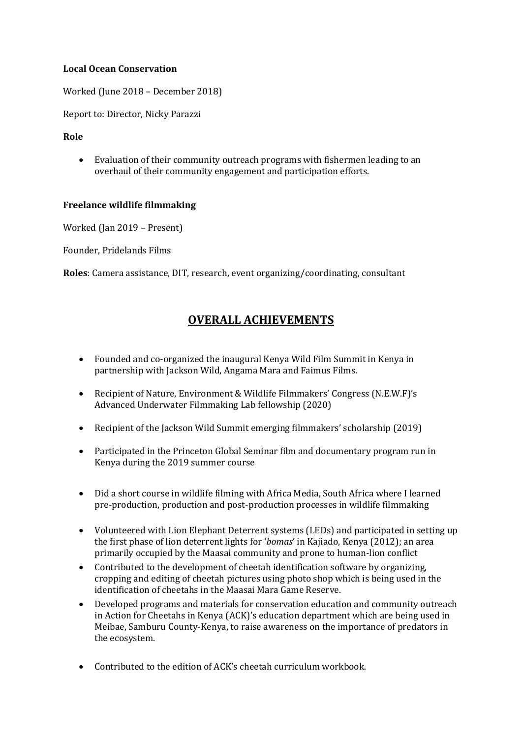**Local Ocean Conservation**

Worked (June 2018 – December 2018)

Report to: Director, Nicky Parazzi

**Role**

- Evaluation of their community outreach programs with fishermen leading to an overhaul of their community engagement and participation efforts.

**Freelance wildlife filmmaking**

Worked (Jan 2019 – Present)

Founder, Pridelands Films

**Roles**: Camera assistance, DIT, research, event organizing/coordinating, consultant

## OVERALL ACHIEVEMENTS

- Founded and co-organized the inaugural Kenya Wild Film Summit in Kenya in partnership with Jackson Wild, Angama Mara and Faimus Films.
- Recipient of Nature, Environment & Wildlife Filmmakers' Congress (N.E.W.F)'s Advanced Underwater Filmmaking Lab fellowship (2020)
- Recipient of the Jackson Wild Summit emerging filmmakers' scholarship (2019)
- Participated in the Princeton Global Seminar film and documentary program run in Kenya during the 2019 summer course
- Did a short course in wildlife filming with Africa Media, South Africa where I learned pre-production, production and post-production processes in wildlife filmmaking
- Volunteered with Lion Elephant Deterrent systems (LEDs) and participated in setting up the first phase of lion deterrent lights for '*bomas*' in Kajiado, Kenya (2012); an area primarily occupied by the Maasai community and prone to human-lion conflict
- Contributed to the development of cheetah identification software by organizing, cropping and editing of cheetah pictures using photo shop which is being used in the identification of cheetahs in the Maasai Mara Game Reserve.
- Developed programs and materials for conservation education and community outreach in Action for Cheetahs in Kenya (ACK)'s education department which are being used in Meibae, Samburu County-Kenya, to raise awareness on the importance of predators in the ecosystem.
- Contributed to the edition of ACK's cheetah curriculum workbook.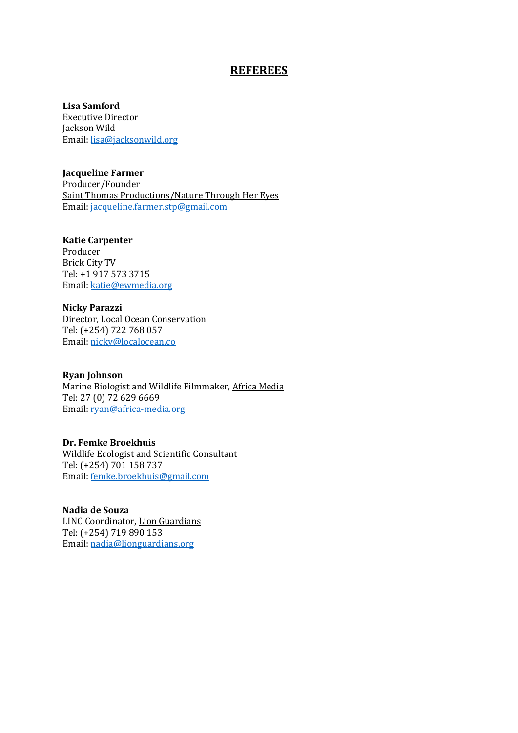# REFEREES

**Lisa Samford**
Executive Director
Jackson Wild
Email: lisa@jacksonwild.org

**Jacqueline Farmer**
Producer/Founder
Saint Thomas Productions/Nature Through Her Eyes
Email: jacqueline.farmer.stp@gmail.com

**Katie Carpenter**
Producer
Brick City TV
Tel: +1 917 573 3715
Email: katie@ewmedia.org

**Nicky Parazzi**
Director, Local Ocean Conservation
Tel: (+254) 722 768 057
Email: nicky@localocean.co

**Ryan Johnson**
Marine Biologist and Wildlife Filmmaker, Africa Media
Tel: 27 (0) 72 629 6669
Email: ryan@africa-media.org

**Dr. Femke Broekhuis**
Wildlife Ecologist and Scientific Consultant
Tel: (+254) 701 158 737
Email: femke.broekhuis@gmail.com

**Nadia de Souza**
LINC Coordinator, Lion Guardians
Tel: (+254) 719 890 153
Email: nadia@lionguardians.org